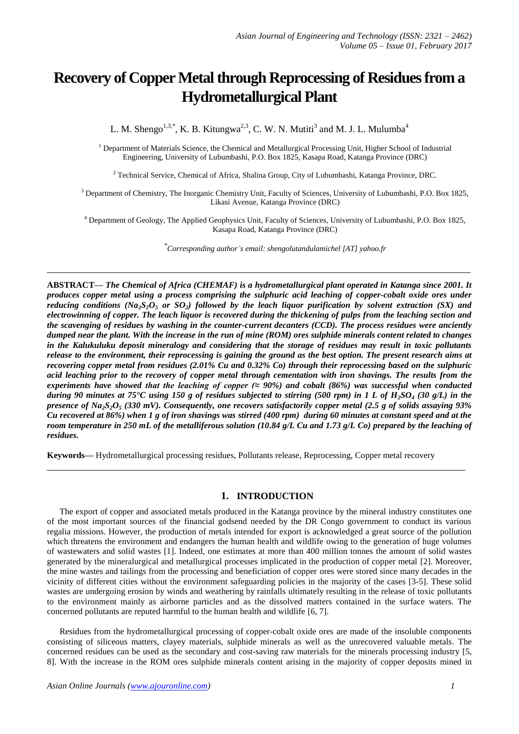# Recovery of Copper Metal through Reprocessing of Residues from a Hydrometallurgical Plant

L. M. Shengo[1,3,*], K. B. Kitungwa[2,3], C. W. N. Mutiti[3] and M. J. L. Mulumba[4]

[1] Department of Materials Science, the Chemical and Metallurgical Processing Unit, Higher School of Industrial Engineering, University of Lubumbashi, P.O. Box 1825, Kasapa Road, Katanga Province (DRC)

[2] Technical Service, Chemical of Africa, Shalina Group, City of Lubumbashi, Katanga Province, DRC.

[3] Department of Chemistry, The Inorganic Chemistry Unit, Faculty of Sciences, University of Lubumbashi, P.O. Box 1825, Likasi Avenue, Katanga Province (DRC)

[4] Department of Geology, The Applied Geophysics Unit, Faculty of Sciences, University of Lubumbashi, P.O. Box 1825, Kasapa Road, Katanga Province (DRC)

[*] *Corresponding author's email: shengolutandulamichel [AT] yahoo.fr*

---

**ABSTRACT—** ***The Chemical of Africa (CHEMAF) is a hydrometallurgical plant operated in Katanga since 2001. It produces copper metal using a process comprising the sulphuric acid leaching of copper-cobalt oxide ores under reducing conditions ($Na_2S_2O_5$ or $SO_2$) followed by the leach liquor purification by solvent extraction (SX) and electrowinning of copper. The leach liquor is recovered during the thickening of pulps from the leaching section and the scavenging of residues by washing in the counter-current decanters (CCD). The process residues were anciently dumped near the plant. With the increase in the run of mine (ROM) ores sulphide minerals content related to changes in the Kalukuluku deposit mineralogy and considering that the storage of residues may result in toxic pollutants release to the environment, their reprocessing is gaining the ground as the best option. The present research aims at recovering copper metal from residues (2.01% Cu and 0.32% Co) through their reprocessing based on the sulphuric acid leaching prior to the recovery of copper metal through cementation with iron shavings. The results from the experiments have showed that the leaching of copper (≈ 90%) and cobalt (86%) was successful when conducted during 90 minutes at 75°C using 150 g of residues subjected to stirring (500 rpm) in 1 L of $H_2SO_4$ (30 g/L) in the presence of $Na_2S_2O_5$ (330 mV). Consequently, one recovers satisfactorily copper metal (2.5 g of solids assaying 93% Cu recovered at 86%) when 1 g of iron shavings was stirred (400 rpm) during 60 minutes at constant speed and at the room temperature in 250 mL of the metalliferous solution (10.84 g/L Cu and 1.73 g/L Co) prepared by the leaching of residues.***

**Keywords—** Hydrometallurgical processing residues, Pollutants release, Reprocessing, Copper metal recovery

---

## 1. INTRODUCTION

The export of copper and associated metals produced in the Katanga province by the mineral industry constitutes one of the most important sources of the financial godsend needed by the DR Congo government to conduct its various regalia missions. However, the production of metals intended for export is acknowledged a great source of the pollution which threatens the environment and endangers the human health and wildlife owing to the generation of huge volumes of wastewaters and solid wastes [1]. Indeed, one estimates at more than 400 million tonnes the amount of solid wastes generated by the mineralurgical and metallurgical processes implicated in the production of copper metal [2]. Moreover, the mine wastes and tailings from the processing and beneficiation of copper ores were stored since many decades in the vicinity of different cities without the environment safeguarding policies in the majority of the cases [3-5]. These solid wastes are undergoing erosion by winds and weathering by rainfalls ultimately resulting in the release of toxic pollutants to the environment mainly as airborne particles and as the dissolved matters contained in the surface waters. The concerned pollutants are reputed harmful to the human health and wildlife [6, 7].

Residues from the hydrometallurgical processing of copper-cobalt oxide ores are made of the insoluble components consisting of siliceous matters, clayey materials, sulphide minerals as well as the unrecovered valuable metals. The concerned residues can be used as the secondary and cost-saving raw materials for the minerals processing industry [5, 8]. With the increase in the ROM ores sulphide minerals content arising in the majority of copper deposits mined in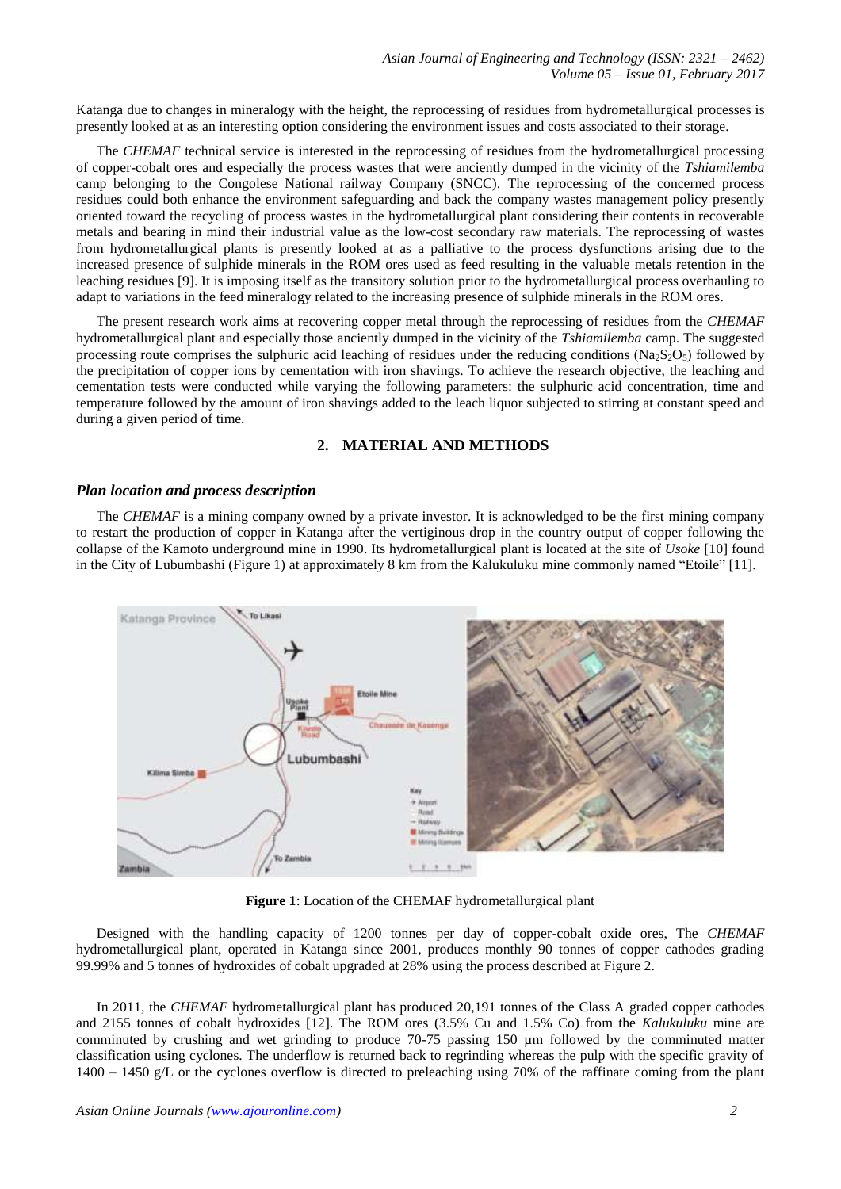Katanga due to changes in mineralogy with the height, the reprocessing of residues from hydrometallurgical processes is presently looked at as an interesting option considering the environment issues and costs associated to their storage.

The *CHEMAF* technical service is interested in the reprocessing of residues from the hydrometallurgical processing of copper-cobalt ores and especially the process wastes that were anciently dumped in the vicinity of the *Tshiamilemba* camp belonging to the Congolese National railway Company (SNCC). The reprocessing of the concerned process residues could both enhance the environment safeguarding and back the company wastes management policy presently oriented toward the recycling of process wastes in the hydrometallurgical plant considering their contents in recoverable metals and bearing in mind their industrial value as the low-cost secondary raw materials. The reprocessing of wastes from hydrometallurgical plants is presently looked at as a palliative to the process dysfunctions arising due to the increased presence of sulphide minerals in the ROM ores used as feed resulting in the valuable metals retention in the leaching residues [9]. It is imposing itself as the transitory solution prior to the hydrometallurgical process overhauling to adapt to variations in the feed mineralogy related to the increasing presence of sulphide minerals in the ROM ores.

The present research work aims at recovering copper metal through the reprocessing of residues from the *CHEMAF* hydrometallurgical plant and especially those anciently dumped in the vicinity of the *Tshiamilemba* camp. The suggested processing route comprises the sulphuric acid leaching of residues under the reducing conditions ($Na_2S_2O_5$) followed by the precipitation of copper ions by cementation with iron shavings. To achieve the research objective, the leaching and cementation tests were conducted while varying the following parameters: the sulphuric acid concentration, time and temperature followed by the amount of iron shavings added to the leach liquor subjected to stirring at constant speed and during a given period of time.

## 2. MATERIAL AND METHODS

### *Plan location and process description*

The *CHEMAF* is a mining company owned by a private investor. It is acknowledged to be the first mining company to restart the production of copper in Katanga after the vertiginous drop in the country output of copper following the collapse of the Kamoto underground mine in 1990. Its hydrometallurgical plant is located at the site of *Usoke* [10] found in the City of Lubumbashi (Figure 1) at approximately 8 km from the Kalukuluku mine commonly named "Etoile" [11].

**Figure 1**: Location of the CHEMAF hydrometallurgical plant

Designed with the handling capacity of 1200 tonnes per day of copper-cobalt oxide ores, The *CHEMAF* hydrometallurgical plant, operated in Katanga since 2001, produces monthly 90 tonnes of copper cathodes grading 99.99% and 5 tonnes of hydroxides of cobalt upgraded at 28% using the process described at Figure 2.

In 2011, the *CHEMAF* hydrometallurgical plant has produced 20,191 tonnes of the Class A graded copper cathodes and 2155 tonnes of cobalt hydroxides [12]. The ROM ores (3.5% Cu and 1.5% Co) from the *Kalukuluku* mine are comminuted by crushing and wet grinding to produce 70-75 passing 150 µm followed by the comminuted matter classification using cyclones. The underflow is returned back to regrinding whereas the pulp with the specific gravity of 1400 – 1450 g/L or the cyclones overflow is directed to preleaching using 70% of the raffinate coming from the plant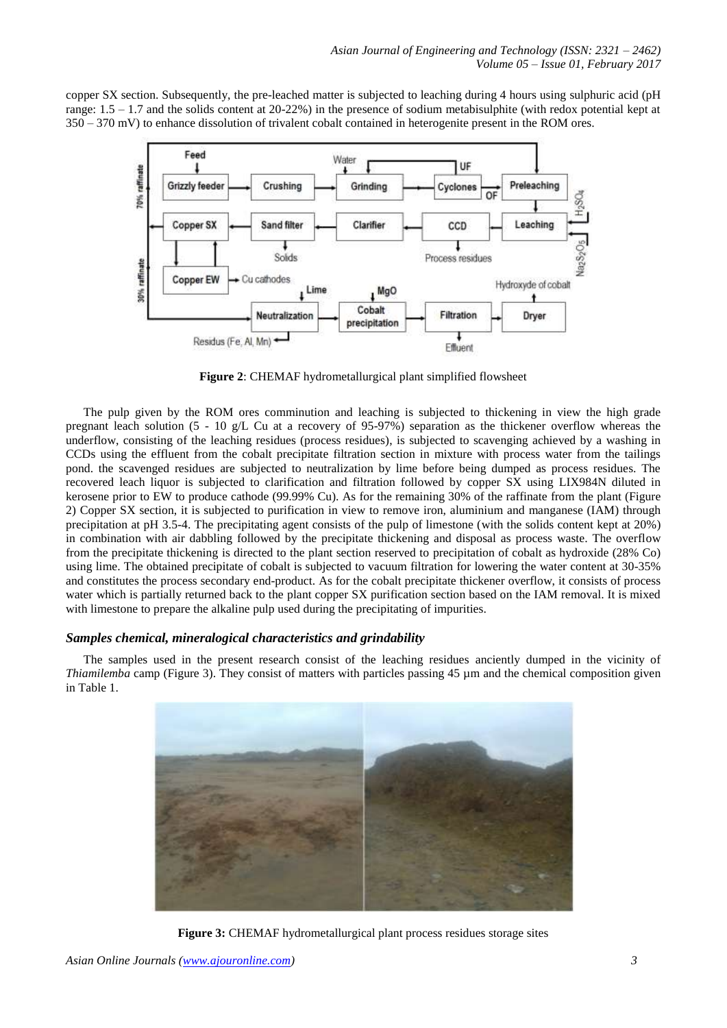copper SX section. Subsequently, the pre-leached matter is subjected to leaching during 4 hours using sulphuric acid (pH range: 1.5 – 1.7 and the solids content at 20-22%) in the presence of sodium metabisulphite (with redox potential kept at 350 – 370 mV) to enhance dissolution of trivalent cobalt contained in heterogenite present in the ROM ores.

**Figure 2**: CHEMAF hydrometallurgical plant simplified flowsheet

The pulp given by the ROM ores comminution and leaching is subjected to thickening in view the high grade pregnant leach solution (5 - 10 g/L Cu at a recovery of 95-97%) separation as the thickener overflow whereas the underflow, consisting of the leaching residues (process residues), is subjected to scavenging achieved by a washing in CCDs using the effluent from the cobalt precipitate filtration section in mixture with process water from the tailings pond. the scavenged residues are subjected to neutralization by lime before being dumped as process residues. The recovered leach liquor is subjected to clarification and filtration followed by copper SX using LIX984N diluted in kerosene prior to EW to produce cathode (99.99% Cu). As for the remaining 30% of the raffinate from the plant (Figure 2) Copper SX section, it is subjected to purification in view to remove iron, aluminium and manganese (IAM) through precipitation at pH 3.5-4. The precipitating agent consists of the pulp of limestone (with the solids content kept at 20%) in combination with air dabbling followed by the precipitate thickening and disposal as process waste. The overflow from the precipitate thickening is directed to the plant section reserved to precipitation of cobalt as hydroxide (28% Co) using lime. The obtained precipitate of cobalt is subjected to vacuum filtration for lowering the water content at 30-35% and constitutes the process secondary end-product. As for the cobalt precipitate thickener overflow, it consists of process water which is partially returned back to the plant copper SX purification section based on the IAM removal. It is mixed with limestone to prepare the alkaline pulp used during the precipitating of impurities.

### *Samples chemical, mineralogical characteristics and grindability*

The samples used in the present research consist of the leaching residues anciently dumped in the vicinity of *Thiamilemba* camp (Figure 3). They consist of matters with particles passing 45 µm and the chemical composition given in Table 1.

**Figure 3:** CHEMAF hydrometallurgical plant process residues storage sites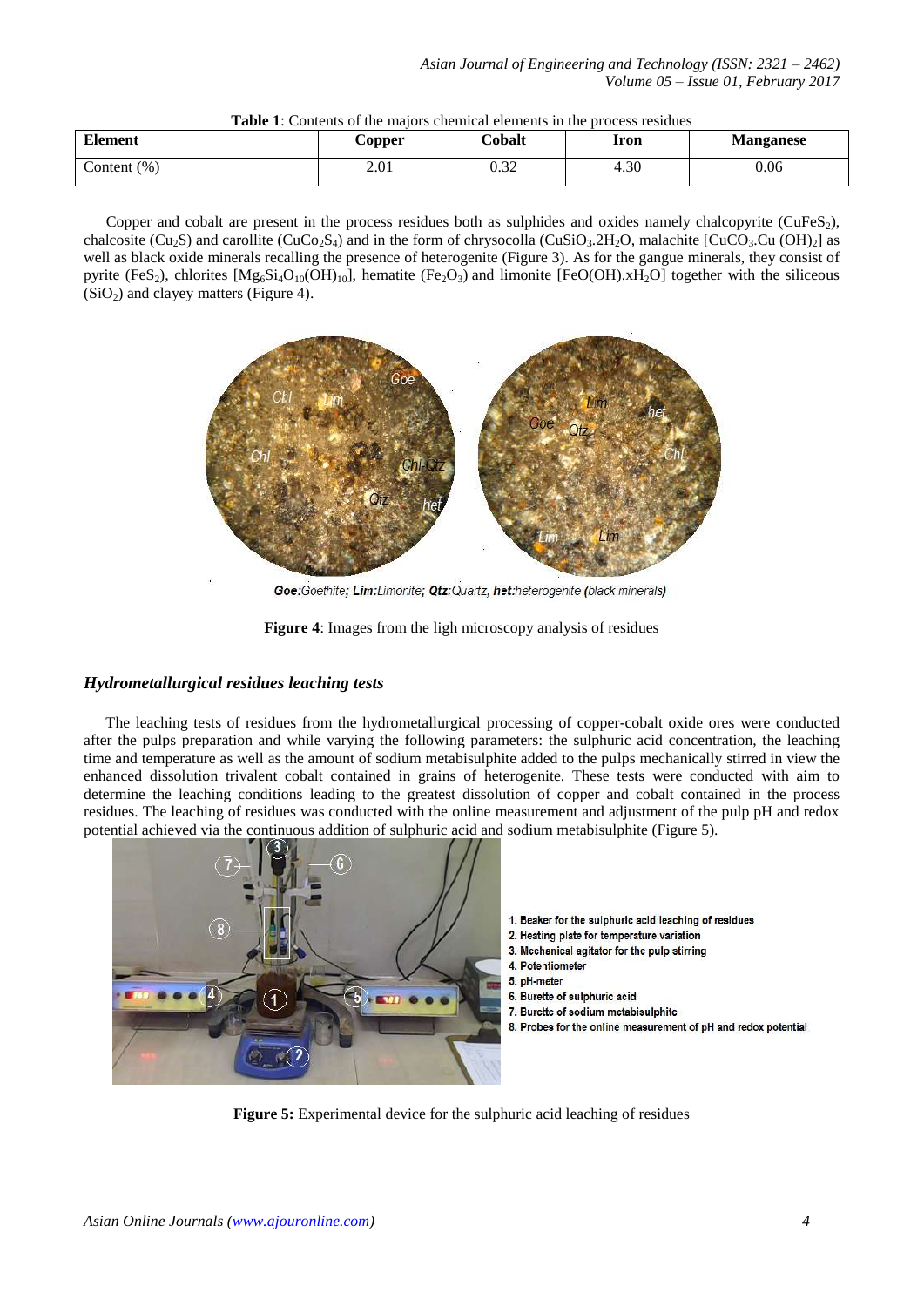**Table 1**: Contents of the majors chemical elements in the process residues

| Element | Copper | Cobalt | Iron | Manganese |
|---|---|---|---|---|
| Content (%) | 2.01 | 0.32 | 4.30 | 0.06 |

Copper and cobalt are present in the process residues both as sulphides and oxides namely chalcopyrite ($CuFeS_2$), chalcosite ($Cu_2S$) and carollite ($CuCo_2S_4$) and in the form of chrysocolla ($CuSiO_3.2H_2O$, malachite [$CuCO_3.Cu(OH)_2$] as well as black oxide minerals recalling the presence of heterogenite (Figure 3). As for the gangue minerals, they consist of pyrite ($FeS_2$), chlorites [$Mg_6Si_4O_{10}(OH)_{10}$], hematite ($Fe_2O_3$) and limonite [$FeO(OH).xH_2O$] together with the siliceous ($SiO_2$) and clayey matters (Figure 4).

**Goe**:Goethite; **Lim**:Limonite; **Qtz**:Quartz, **het**:heterogenite (black minerals)

**Figure 4**: Images from the ligh microscopy analysis of residues

### *Hydrometallurgical residues leaching tests*

The leaching tests of residues from the hydrometallurgical processing of copper-cobalt oxide ores were conducted after the pulps preparation and while varying the following parameters: the sulphuric acid concentration, the leaching time and temperature as well as the amount of sodium metabisulphite added to the pulps mechanically stirred in view the enhanced dissolution trivalent cobalt contained in grains of heterogenite. These tests were conducted with aim to determine the leaching conditions leading to the greatest dissolution of copper and cobalt contained in the process residues. The leaching of residues was conducted with the online measurement and adjustment of the pulp pH and redox potential achieved via the continuous addition of sulphuric acid and sodium metabisulphite (Figure 5).

1. Beaker for the sulphuric acid leaching of residues
2. Heating plate for temperature variation
3. Mechanical agitator for the pulp stirring
4. Potentiometer
5. pH-meter
6. Burette of sulphuric acid
7. Burette of sodium metabisulphite
8. Probes for the online measurement of pH and redox potential

**Figure 5:** Experimental device for the sulphuric acid leaching of residues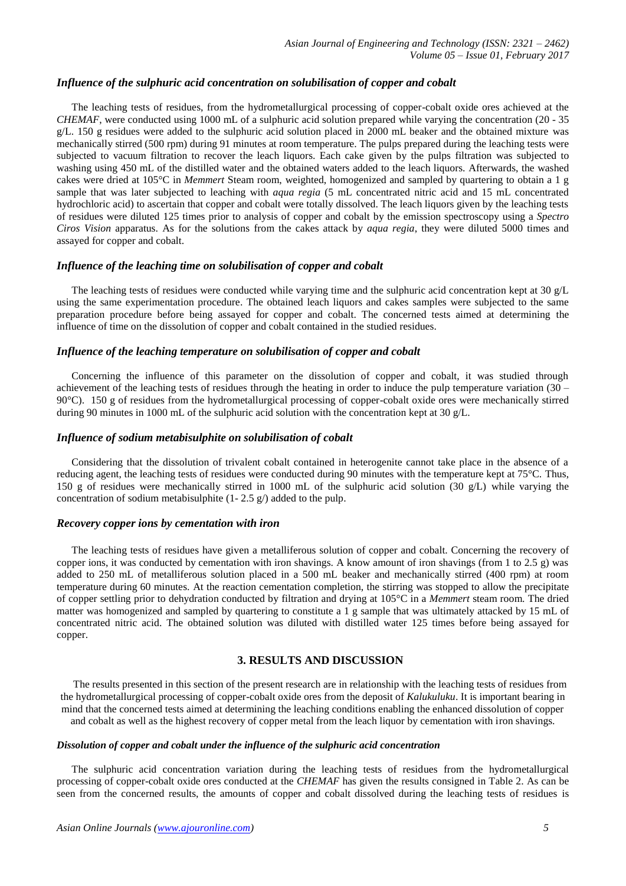### *Influence of the sulphuric acid concentration on solubilisation of copper and cobalt*

The leaching tests of residues, from the hydrometallurgical processing of copper-cobalt oxide ores achieved at the *CHEMAF*, were conducted using 1000 mL of a sulphuric acid solution prepared while varying the concentration (20 - 35 g/L. 150 g residues were added to the sulphuric acid solution placed in 2000 mL beaker and the obtained mixture was mechanically stirred (500 rpm) during 91 minutes at room temperature. The pulps prepared during the leaching tests were subjected to vacuum filtration to recover the leach liquors. Each cake given by the pulps filtration was subjected to washing using 450 mL of the distilled water and the obtained waters added to the leach liquors. Afterwards, the washed cakes were dried at 105°C in *Memmert* Steam room, weighted, homogenized and sampled by quartering to obtain a 1 g sample that was later subjected to leaching with *aqua regia* (5 mL concentrated nitric acid and 15 mL concentrated hydrochloric acid) to ascertain that copper and cobalt were totally dissolved. The leach liquors given by the leaching tests of residues were diluted 125 times prior to analysis of copper and cobalt by the emission spectroscopy using a *Spectro Ciros Vision* apparatus. As for the solutions from the cakes attack by *aqua regia*, they were diluted 5000 times and assayed for copper and cobalt.

### *Influence of the leaching time on solubilisation of copper and cobalt*

The leaching tests of residues were conducted while varying time and the sulphuric acid concentration kept at 30 g/L using the same experimentation procedure. The obtained leach liquors and cakes samples were subjected to the same preparation procedure before being assayed for copper and cobalt. The concerned tests aimed at determining the influence of time on the dissolution of copper and cobalt contained in the studied residues.

### *Influence of the leaching temperature on solubilisation of copper and cobalt*

Concerning the influence of this parameter on the dissolution of copper and cobalt, it was studied through achievement of the leaching tests of residues through the heating in order to induce the pulp temperature variation (30 – 90°C). 150 g of residues from the hydrometallurgical processing of copper-cobalt oxide ores were mechanically stirred during 90 minutes in 1000 mL of the sulphuric acid solution with the concentration kept at 30 g/L.

### *Influence of sodium metabisulphite on solubilisation of cobalt*

Considering that the dissolution of trivalent cobalt contained in heterogenite cannot take place in the absence of a reducing agent, the leaching tests of residues were conducted during 90 minutes with the temperature kept at 75°C. Thus, 150 g of residues were mechanically stirred in 1000 mL of the sulphuric acid solution (30 g/L) while varying the concentration of sodium metabisulphite (1- 2.5 g/) added to the pulp.

### *Recovery copper ions by cementation with iron*

The leaching tests of residues have given a metalliferous solution of copper and cobalt. Concerning the recovery of copper ions, it was conducted by cementation with iron shavings. A know amount of iron shavings (from 1 to 2.5 g) was added to 250 mL of metalliferous solution placed in a 500 mL beaker and mechanically stirred (400 rpm) at room temperature during 60 minutes. At the reaction cementation completion, the stirring was stopped to allow the precipitate of copper settling prior to dehydration conducted by filtration and drying at 105°C in a *Memmert* steam room. The dried matter was homogenized and sampled by quartering to constitute a 1 g sample that was ultimately attacked by 15 mL of concentrated nitric acid. The obtained solution was diluted with distilled water 125 times before being assayed for copper.

## 3. RESULTS AND DISCUSSION

The results presented in this section of the present research are in relationship with the leaching tests of residues from the hydrometallurgical processing of copper-cobalt oxide ores from the deposit of *Kalukuluku*. It is important bearing in mind that the concerned tests aimed at determining the leaching conditions enabling the enhanced dissolution of copper and cobalt as well as the highest recovery of copper metal from the leach liquor by cementation with iron shavings.

### *Dissolution of copper and cobalt under the influence of the sulphuric acid concentration*

The sulphuric acid concentration variation during the leaching tests of residues from the hydrometallurgical processing of copper-cobalt oxide ores conducted at the *CHEMAF* has given the results consigned in Table 2. As can be seen from the concerned results, the amounts of copper and cobalt dissolved during the leaching tests of residues is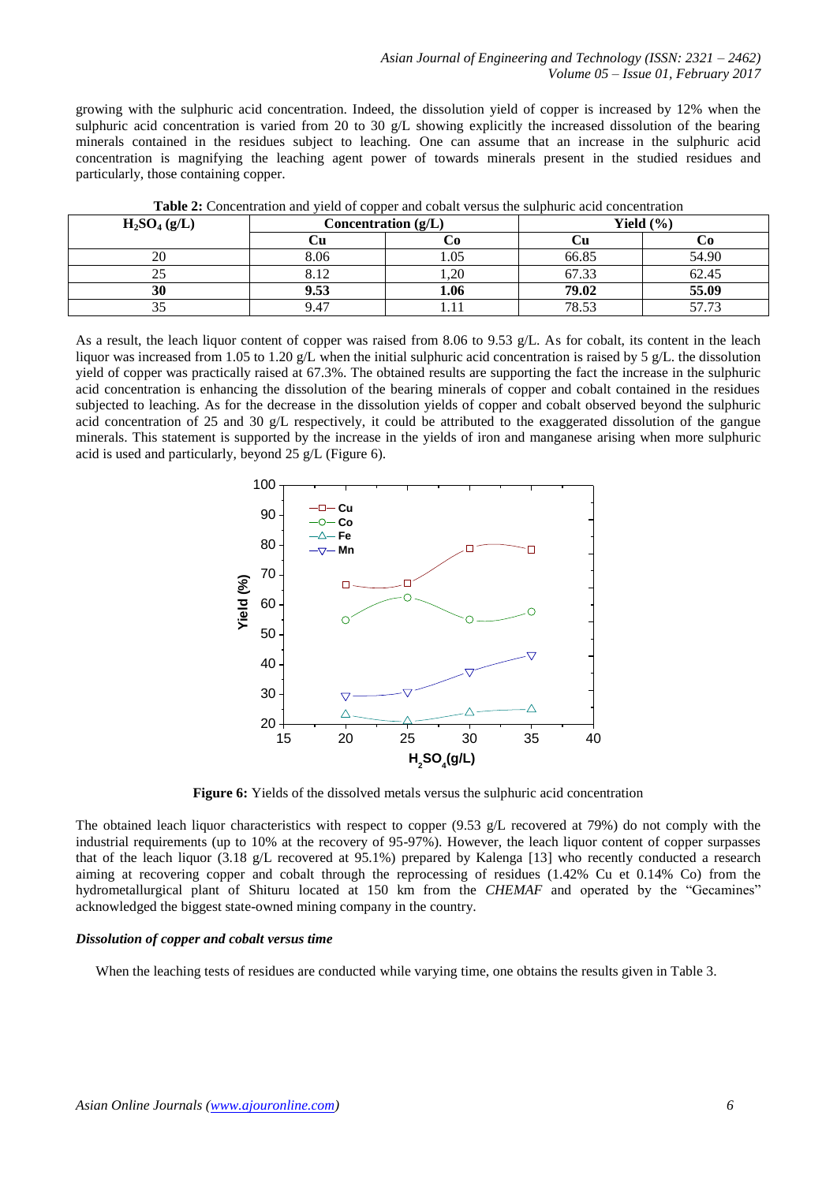growing with the sulphuric acid concentration. Indeed, the dissolution yield of copper is increased by 12% when the sulphuric acid concentration is varied from 20 to 30 g/L showing explicitly the increased dissolution of the bearing minerals contained in the residues subject to leaching. One can assume that an increase in the sulphuric acid concentration is magnifying the leaching agent power of towards minerals present in the studied residues and particularly, those containing copper.

**Table 2:** Concentration and yield of copper and cobalt versus the sulphuric acid concentration

| $H_2SO_4$ (g/L) | Concentration (g/L) | | Yield (%) | |
|---|---|---|---|---|
| | Cu | Co | Cu | Co |
| 20 | 8.06 | 1.05 | 66.85 | 54.90 |
| 25 | 8.12 | 1,20 | 67.33 | 62.45 |
| **30** | **9.53** | **1.06** | **79.02** | **55.09** |
| 35 | 9.47 | 1.11 | 78.53 | 57.73 |

As a result, the leach liquor content of copper was raised from 8.06 to 9.53 g/L. As for cobalt, its content in the leach liquor was increased from 1.05 to 1.20 g/L when the initial sulphuric acid concentration is raised by 5 g/L. the dissolution yield of copper was practically raised at 67.3%. The obtained results are supporting the fact the increase in the sulphuric acid concentration is enhancing the dissolution of the bearing minerals of copper and cobalt contained in the residues subjected to leaching. As for the decrease in the dissolution yields of copper and cobalt observed beyond the sulphuric acid concentration of 25 and 30 g/L respectively, it could be attributed to the exaggerated dissolution of the gangue minerals. This statement is supported by the increase in the yields of iron and manganese arising when more sulphuric acid is used and particularly, beyond 25 g/L (Figure 6).

**Figure 6:** Yields of the dissolved metals versus the sulphuric acid concentration

The obtained leach liquor characteristics with respect to copper (9.53 g/L recovered at 79%) do not comply with the industrial requirements (up to 10% at the recovery of 95-97%). However, the leach liquor content of copper surpasses that of the leach liquor (3.18 g/L recovered at 95.1%) prepared by Kalenga [13] who recently conducted a research aiming at recovering copper and cobalt through the reprocessing of residues (1.42% Cu et 0.14% Co) from the hydrometallurgical plant of Shituru located at 150 km from the *CHEMAF* and operated by the "Gecamines" acknowledged the biggest state-owned mining company in the country.

### *Dissolution of copper and cobalt versus time*

When the leaching tests of residues are conducted while varying time, one obtains the results given in Table 3.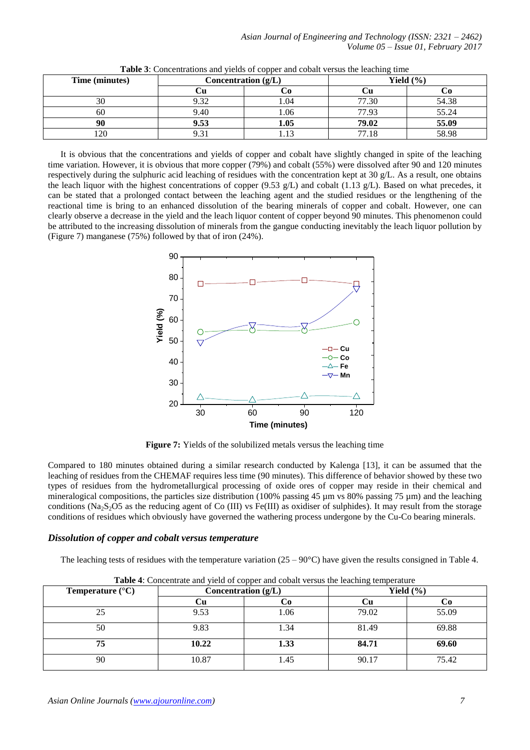**Table 3**: Concentrations and yields of copper and cobalt versus the leaching time

| Time (minutes) | Concentration (g/L) | | Yield (%) | |
|---|---|---|---|---|
| | Cu | Co | Cu | Co |
| 30 | 9.32 | 1.04 | 77.30 | 54.38 |
| 60 | 9.40 | 1.06 | 77.93 | 55.24 |
| **90** | **9.53** | **1.05** | **79.02** | **55.09** |
| 120 | 9.31 | 1.13 | 77.18 | 58.98 |

It is obvious that the concentrations and yields of copper and cobalt have slightly changed in spite of the leaching time variation. However, it is obvious that more copper (79%) and cobalt (55%) were dissolved after 90 and 120 minutes respectively during the sulphuric acid leaching of residues with the concentration kept at 30 g/L. As a result, one obtains the leach liquor with the highest concentrations of copper (9.53 g/L) and cobalt (1.13 g/L). Based on what precedes, it can be stated that a prolonged contact between the leaching agent and the studied residues or the lengthening of the reactional time is bring to an enhanced dissolution of the bearing minerals of copper and cobalt. However, one can clearly observe a decrease in the yield and the leach liquor content of copper beyond 90 minutes. This phenomenon could be attributed to the increasing dissolution of minerals from the gangue conducting inevitably the leach liquor pollution by (Figure 7) manganese (75%) followed by that of iron (24%).

**Figure 7:** Yields of the solubilized metals versus the leaching time

Compared to 180 minutes obtained during a similar research conducted by Kalenga [13], it can be assumed that the leaching of residues from the CHEMAF requires less time (90 minutes). This difference of behavior showed by these two types of residues from the hydrometallurgical processing of oxide ores of copper may reside in their chemical and mineralogical compositions, the particles size distribution (100% passing 45 µm vs 80% passing 75 µm) and the leaching conditions ($Na_2S_2O5$ as the reducing agent of Co (III) vs Fe(III) as oxidiser of sulphides). It may result from the storage conditions of residues which obviously have governed the wathering process undergone by the Cu-Co bearing minerals.

### *Dissolution of copper and cobalt versus temperature*

The leaching tests of residues with the temperature variation (25 – 90°C) have given the results consigned in Table 4.

**Table 4**: Concentrate and yield of copper and cobalt versus the leaching temperature

| Temperature (°C) | Concentration (g/L) | | Yield (%) | |
|---|---|---|---|---|
| | Cu | Co | Cu | Co |
| 25 | 9.53 | 1.06 | 79.02 | 55.09 |
| 50 | 9.83 | 1.34 | 81.49 | 69.88 |
| **75** | **10.22** | **1.33** | **84.71** | **69.60** |
| 90 | 10.87 | 1.45 | 90.17 | 75.42 |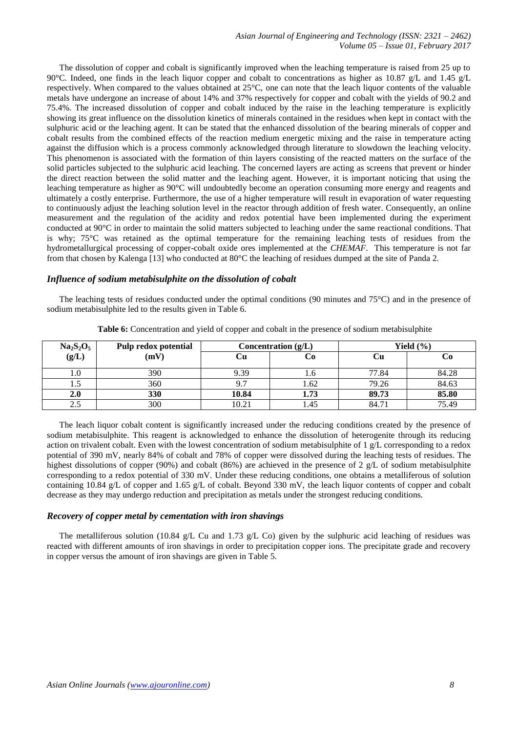The dissolution of copper and cobalt is significantly improved when the leaching temperature is raised from 25 up to 90°C. Indeed, one finds in the leach liquor copper and cobalt to concentrations as higher as 10.87 g/L and 1.45 g/L respectively. When compared to the values obtained at 25°C, one can note that the leach liquor contents of the valuable metals have undergone an increase of about 14% and 37% respectively for copper and cobalt with the yields of 90.2 and 75.4%. The increased dissolution of copper and cobalt induced by the raise in the leaching temperature is explicitly showing its great influence on the dissolution kinetics of minerals contained in the residues when kept in contact with the sulphuric acid or the leaching agent. It can be stated that the enhanced dissolution of the bearing minerals of copper and cobalt results from the combined effects of the reaction medium energetic mixing and the raise in temperature acting against the diffusion which is a process commonly acknowledged through literature to slowdown the leaching velocity. This phenomenon is associated with the formation of thin layers consisting of the reacted matters on the surface of the solid particles subjected to the sulphuric acid leaching. The concerned layers are acting as screens that prevent or hinder the direct reaction between the solid matter and the leaching agent. However, it is important noticing that using the leaching temperature as higher as 90°C will undoubtedly become an operation consuming more energy and reagents and ultimately a costly enterprise. Furthermore, the use of a higher temperature will result in evaporation of water requesting to continuously adjust the leaching solution level in the reactor through addition of fresh water. Consequently, an online measurement and the regulation of the acidity and redox potential have been implemented during the experiment conducted at 90°C in order to maintain the solid matters subjected to leaching under the same reactional conditions. That is why; 75°C was retained as the optimal temperature for the remaining leaching tests of residues from the hydrometallurgical processing of copper-cobalt oxide ores implemented at the *CHEMAF*. This temperature is not far from that chosen by Kalenga [13] who conducted at 80°C the leaching of residues dumped at the site of Panda 2.

### *Influence of sodium metabisulphite on the dissolution of cobalt*

The leaching tests of residues conducted under the optimal conditions (90 minutes and 75°C) and in the presence of sodium metabisulphite led to the results given in Table 6.

**Table 6:** Concentration and yield of copper and cobalt in the presence of sodium metabisulphite

| $Na_2S_2O_5$ (g/L) | Pulp redox potential (mV) | Concentration (g/L) | | Yield (%) | |
|---|---|---|---|---|---|
| | | Cu | Co | Cu | Co |
| 1.0 | 390 | 9.39 | 1.6 | 77.84 | 84.28 |
| 1.5 | 360 | 9.7 | 1.62 | 79.26 | 84.63 |
| **2.0** | **330** | **10.84** | **1.73** | **89.73** | **85.80** |
| 2.5 | 300 | 10.21 | 1.45 | 84.71 | 75.49 |

The leach liquor cobalt content is significantly increased under the reducing conditions created by the presence of sodium metabisulphite. This reagent is acknowledged to enhance the dissolution of heterogenite through its reducing action on trivalent cobalt. Even with the lowest concentration of sodium metabisulphite of 1 g/L corresponding to a redox potential of 390 mV, nearly 84% of cobalt and 78% of copper were dissolved during the leaching tests of residues. The highest dissolutions of copper (90%) and cobalt (86%) are achieved in the presence of 2 g/L of sodium metabisulphite corresponding to a redox potential of 330 mV. Under these reducing conditions, one obtains a metalliferous of solution containing 10.84 g/L of copper and 1.65 g/L of cobalt. Beyond 330 mV, the leach liquor contents of copper and cobalt decrease as they may undergo reduction and precipitation as metals under the strongest reducing conditions.

### *Recovery of copper metal by cementation with iron shavings*

The metalliferous solution (10.84 g/L Cu and 1.73 g/L Co) given by the sulphuric acid leaching of residues was reacted with different amounts of iron shavings in order to precipitation copper ions. The precipitate grade and recovery in copper versus the amount of iron shavings are given in Table 5.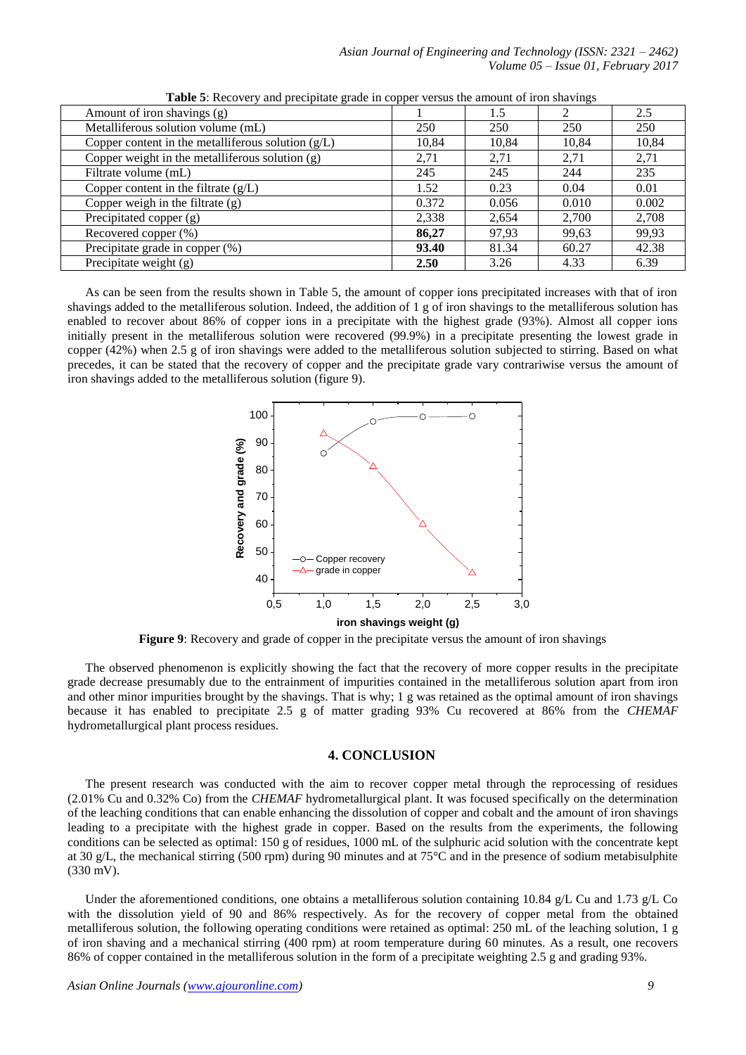**Table 5**: Recovery and precipitate grade in copper versus the amount of iron shavings

| Amount of iron shavings (g) | 1 | 1.5 | 2 | 2.5 |
|---|---|---|---|---|
| Metalliferous solution volume (mL) | 250 | 250 | 250 | 250 |
| Copper content in the metalliferous solution (g/L) | 10,84 | 10,84 | 10,84 | 10,84 |
| Copper weight in the metalliferous solution (g) | 2,71 | 2,71 | 2,71 | 2,71 |
| Filtrate volume (mL) | 245 | 245 | 244 | 235 |
| Copper content in the filtrate (g/L) | 1.52 | 0.23 | 0.04 | 0.01 |
| Copper weigh in the filtrate (g) | 0.372 | 0.056 | 0.010 | 0.002 |
| Precipitated copper (g) | 2,338 | 2,654 | 2,700 | 2,708 |
| Recovered copper (%) | **86,27** | 97,93 | 99,63 | 99,93 |
| Precipitate grade in copper (%) | **93.40** | 81.34 | 60.27 | 42.38 |
| Precipitate weight (g) | **2.50** | 3.26 | 4.33 | 6.39 |

As can be seen from the results shown in Table 5, the amount of copper ions precipitated increases with that of iron shavings added to the metalliferous solution. Indeed, the addition of 1 g of iron shavings to the metalliferous solution has enabled to recover about 86% of copper ions in a precipitate with the highest grade (93%). Almost all copper ions initially present in the metalliferous solution were recovered (99.9%) in a precipitate presenting the lowest grade in copper (42%) when 2.5 g of iron shavings were added to the metalliferous solution subjected to stirring. Based on what precedes, it can be stated that the recovery of copper and the precipitate grade vary contrariwise versus the amount of iron shavings added to the metalliferous solution (figure 9).

**Figure 9**: Recovery and grade of copper in the precipitate versus the amount of iron shavings

The observed phenomenon is explicitly showing the fact that the recovery of more copper results in the precipitate grade decrease presumably due to the entrainment of impurities contained in the metalliferous solution apart from iron and other minor impurities brought by the shavings. That is why; 1 g was retained as the optimal amount of iron shavings because it has enabled to precipitate 2.5 g of matter grading 93% Cu recovered at 86% from the *CHEMAF* hydrometallurgical plant process residues.

## 4. CONCLUSION

The present research was conducted with the aim to recover copper metal through the reprocessing of residues (2.01% Cu and 0.32% Co) from the *CHEMAF* hydrometallurgical plant. It was focused specifically on the determination of the leaching conditions that can enable enhancing the dissolution of copper and cobalt and the amount of iron shavings leading to a precipitate with the highest grade in copper. Based on the results from the experiments, the following conditions can be selected as optimal: 150 g of residues, 1000 mL of the sulphuric acid solution with the concentrate kept at 30 g/L, the mechanical stirring (500 rpm) during 90 minutes and at 75°C and in the presence of sodium metabisulphite (330 mV).

Under the aforementioned conditions, one obtains a metalliferous solution containing 10.84 g/L Cu and 1.73 g/L Co with the dissolution yield of 90 and 86% respectively. As for the recovery of copper metal from the obtained metalliferous solution, the following operating conditions were retained as optimal: 250 mL of the leaching solution, 1 g of iron shaving and a mechanical stirring (400 rpm) at room temperature during 60 minutes. As a result, one recovers 86% of copper contained in the metalliferous solution in the form of a precipitate weighting 2.5 g and grading 93%.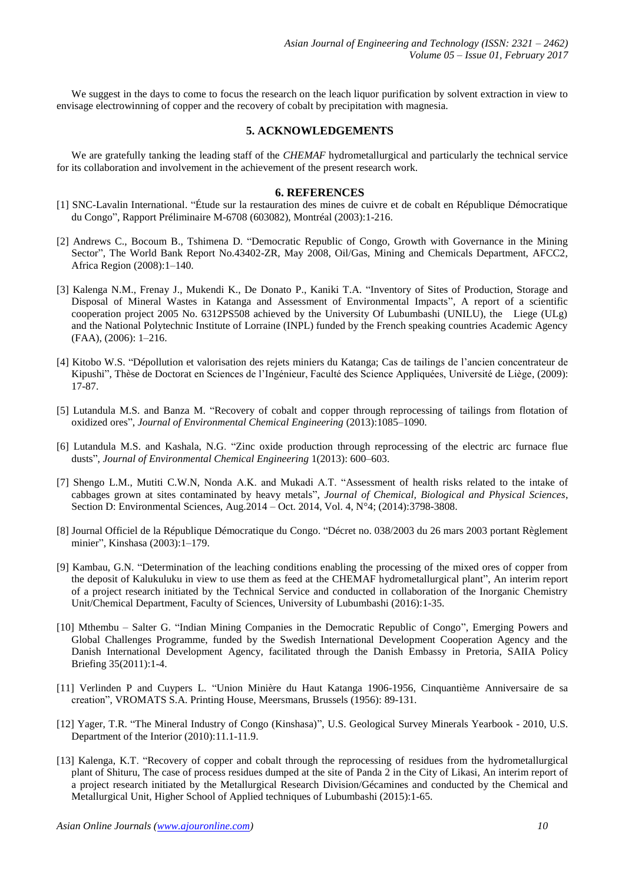We suggest in the days to come to focus the research on the leach liquor purification by solvent extraction in view to envisage electrowinning of copper and the recovery of cobalt by precipitation with magnesia.

## 5. ACKNOWLEDGEMENTS

We are gratefully tanking the leading staff of the *CHEMAF* hydrometallurgical and particularly the technical service for its collaboration and involvement in the achievement of the present research work.

## 6. REFERENCES

[1] SNC-Lavalin International. "Étude sur la restauration des mines de cuivre et de cobalt en République Démocratique du Congo", Rapport Préliminaire M-6708 (603082), Montréal (2003):1-216.

[2] Andrews C., Bocoum B., Tshimena D. "Democratic Republic of Congo, Growth with Governance in the Mining Sector", The World Bank Report No.43402-ZR, May 2008, Oil/Gas, Mining and Chemicals Department, AFCC2, Africa Region (2008):1–140.

[3] Kalenga N.M., Frenay J., Mukendi K., De Donato P., Kaniki T.A. "Inventory of Sites of Production, Storage and Disposal of Mineral Wastes in Katanga and Assessment of Environmental Impacts", A report of a scientific cooperation project 2005 No. 6312PS508 achieved by the University Of Lubumbashi (UNILU), the Liege (ULg) and the National Polytechnic Institute of Lorraine (INPL) funded by the French speaking countries Academic Agency (FAA), (2006): 1–216.

[4] Kitobo W.S. "Dépollution et valorisation des rejets miniers du Katanga; Cas de tailings de l'ancien concentrateur de Kipushi", Thèse de Doctorat en Sciences de l'Ingénieur, Faculté des Science Appliquées, Université de Liège, (2009): 17-87.

[5] Lutandula M.S. and Banza M. "Recovery of cobalt and copper through reprocessing of tailings from flotation of oxidized ores", *Journal of Environmental Chemical Engineering* (2013):1085–1090.

[6] Lutandula M.S. and Kashala, N.G. "Zinc oxide production through reprocessing of the electric arc furnace flue dusts", *Journal of Environmental Chemical Engineering* 1(2013): 600–603.

[7] Shengo L.M., Mutiti C.W.N, Nonda A.K. and Mukadi A.T. "Assessment of health risks related to the intake of cabbages grown at sites contaminated by heavy metals", *Journal of Chemical, Biological and Physical Sciences*, Section D: Environmental Sciences, Aug.2014 – Oct. 2014, Vol. 4, N°4; (2014):3798-3808.

[8] Journal Officiel de la République Démocratique du Congo. "Décret no. 038/2003 du 26 mars 2003 portant Règlement minier", Kinshasa (2003):1–179.

[9] Kambau, G.N. "Determination of the leaching conditions enabling the processing of the mixed ores of copper from the deposit of Kalukuluku in view to use them as feed at the CHEMAF hydrometallurgical plant", An interim report of a project research initiated by the Technical Service and conducted in collaboration of the Inorganic Chemistry Unit/Chemical Department, Faculty of Sciences, University of Lubumbashi (2016):1-35.

[10] Mthembu – Salter G. "Indian Mining Companies in the Democratic Republic of Congo", Emerging Powers and Global Challenges Programme, funded by the Swedish International Development Cooperation Agency and the Danish International Development Agency, facilitated through the Danish Embassy in Pretoria, SAIIA Policy Briefing 35(2011):1-4.

[11] Verlinden P and Cuypers L. "Union Minière du Haut Katanga 1906-1956, Cinquantième Anniversaire de sa creation", VROMATS S.A. Printing House, Meersmans, Brussels (1956): 89-131.

[12] Yager, T.R. "The Mineral Industry of Congo (Kinshasa)", U.S. Geological Survey Minerals Yearbook - 2010, U.S. Department of the Interior (2010):11.1-11.9.

[13] Kalenga, K.T. "Recovery of copper and cobalt through the reprocessing of residues from the hydrometallurgical plant of Shituru, The case of process residues dumped at the site of Panda 2 in the City of Likasi, An interim report of a project research initiated by the Metallurgical Research Division/Gécamines and conducted by the Chemical and Metallurgical Unit, Higher School of Applied techniques of Lubumbashi (2015):1-65.